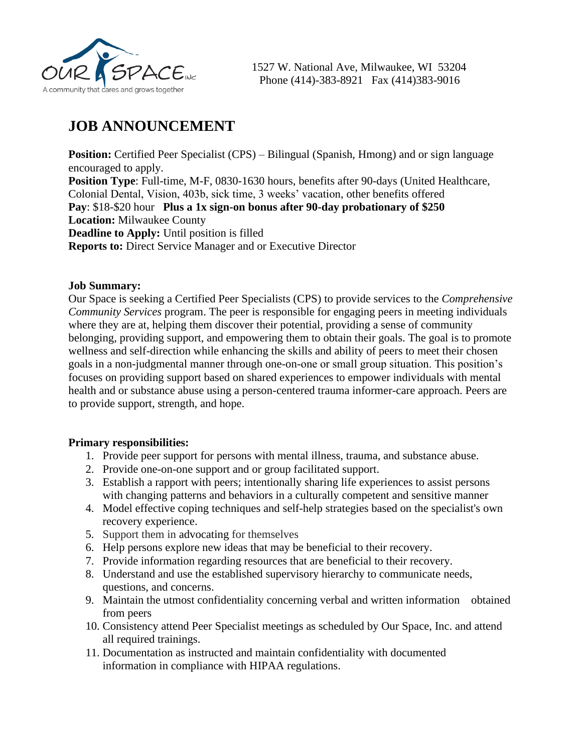OUR SPACE INC

A community that cares and grows together

1527 W. National Ave, Milwaukee, WI 53204
Phone (414)-383-8921 Fax (414)383-9016

# JOB ANNOUNCEMENT

**Position:** Certified Peer Specialist (CPS) – Bilingual (Spanish, Hmong) and or sign language encouraged to apply.
**Position Type**: Full-time, M-F, 0830-1630 hours, benefits after 90-days (United Healthcare, Colonial Dental, Vision, 403b, sick time, 3 weeks' vacation, other benefits offered
**Pay**: $18-$20 hour **Plus a 1x sign-on bonus after 90-day probationary of $250**
**Location:** Milwaukee County
**Deadline to Apply:** Until position is filled
**Reports to:** Direct Service Manager and or Executive Director

**Job Summary:**
Our Space is seeking a Certified Peer Specialists (CPS) to provide services to the *Comprehensive Community Services* program. The peer is responsible for engaging peers in meeting individuals where they are at, helping them discover their potential, providing a sense of community belonging, providing support, and empowering them to obtain their goals. The goal is to promote wellness and self-direction while enhancing the skills and ability of peers to meet their chosen goals in a non-judgmental manner through one-on-one or small group situation. This position's focuses on providing support based on shared experiences to empower individuals with mental health and or substance abuse using a person-centered trauma informer-care approach. Peers are to provide support, strength, and hope.

**Primary responsibilities:**

1. Provide peer support for persons with mental illness, trauma, and substance abuse.
2. Provide one-on-one support and or group facilitated support.
3. Establish a rapport with peers; intentionally sharing life experiences to assist persons with changing patterns and behaviors in a culturally competent and sensitive manner
4. Model effective coping techniques and self-help strategies based on the specialist's own recovery experience.
5. Support them in advocating for themselves
6. Help persons explore new ideas that may be beneficial to their recovery.
7. Provide information regarding resources that are beneficial to their recovery.
8. Understand and use the established supervisory hierarchy to communicate needs, questions, and concerns.
9. Maintain the utmost confidentiality concerning verbal and written information obtained from peers
10. Consistency attend Peer Specialist meetings as scheduled by Our Space, Inc. and attend all required trainings.
11. Documentation as instructed and maintain confidentiality with documented information in compliance with HIPAA regulations.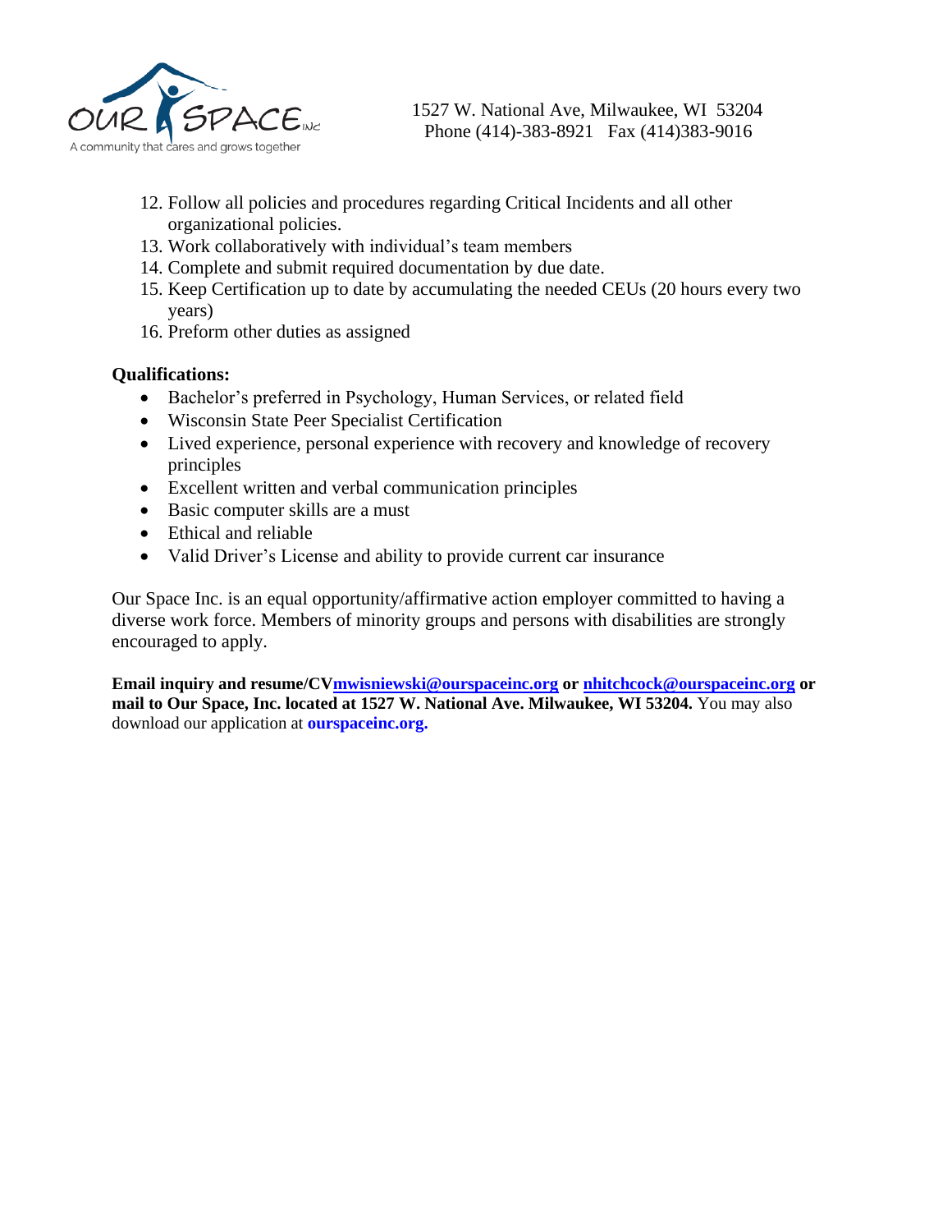12. Follow all policies and procedures regarding Critical Incidents and all other organizational policies.
13. Work collaboratively with individual's team members
14. Complete and submit required documentation by due date.
15. Keep Certification up to date by accumulating the needed CEUs (20 hours every two years)
16. Preform other duties as assigned

**Qualifications:**

- Bachelor's preferred in Psychology, Human Services, or related field
- Wisconsin State Peer Specialist Certification
- Lived experience, personal experience with recovery and knowledge of recovery principles
- Excellent written and verbal communication principles
- Basic computer skills are a must
- Ethical and reliable
- Valid Driver's License and ability to provide current car insurance

Our Space Inc. is an equal opportunity/affirmative action employer committed to having a diverse work force. Members of minority groups and persons with disabilities are strongly encouraged to apply.

**Email inquiry and resume/CV[mwisniewski@ourspaceinc.org](mailto:mwisniewski@ourspaceinc.org) or [nhitchcock@ourspaceinc.org](mailto:nhitchcock@ourspaceinc.org) or mail to Our Space, Inc. located at 1527 W. National Ave. Milwaukee, WI 53204.** You may also download our application at **ourspaceinc.org.**